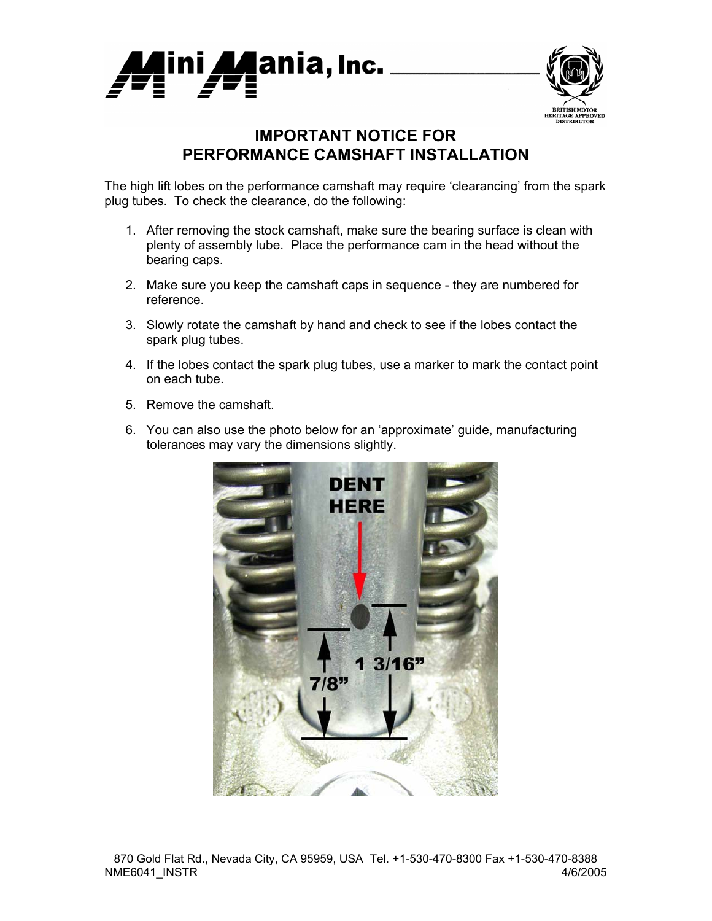# IMPORTANT NOTICE FOR PERFORMANCE CAMSHAFT INSTALLATION

The high lift lobes on the performance camshaft may require 'clearancing' from the spark plug tubes. To check the clearance, do the following:

1. After removing the stock camshaft, make sure the bearing surface is clean with plenty of assembly lube. Place the performance cam in the head without the bearing caps.
2. Make sure you keep the camshaft caps in sequence - they are numbered for reference.
3. Slowly rotate the camshaft by hand and check to see if the lobes contact the spark plug tubes.
4. If the lobes contact the spark plug tubes, use a marker to mark the contact point on each tube.
5. Remove the camshaft.
6. You can also use the photo below for an 'approximate' guide, manufacturing tolerances may vary the dimensions slightly.

DENT HERE

7/8"

1 3/16"

870 Gold Flat Rd., Nevada City, CA 95959, USA Tel. +1-530-470-8300 Fax +1-530-470-8388

NME6041_INSTR 4/6/2005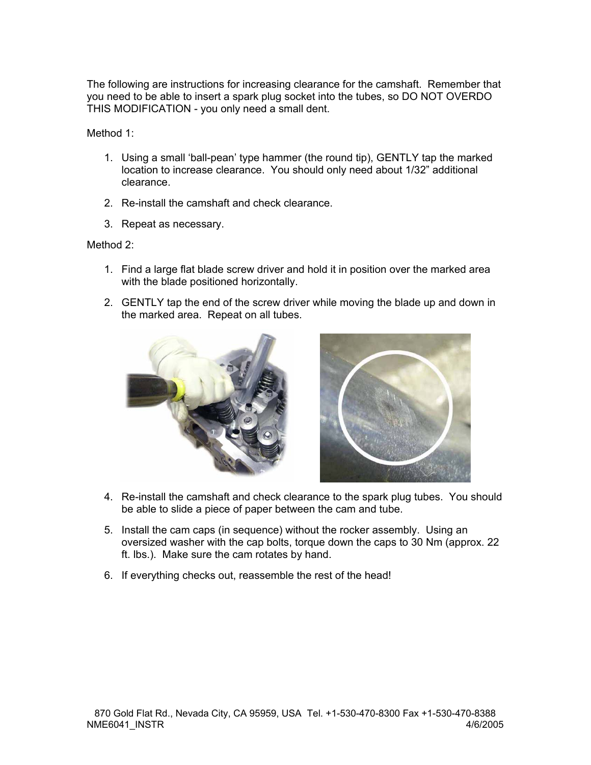The following are instructions for increasing clearance for the camshaft. Remember that you need to be able to insert a spark plug socket into the tubes, so DO NOT OVERDO THIS MODIFICATION - you only need a small dent.

Method 1:

1. Using a small 'ball-pean' type hammer (the round tip), GENTLY tap the marked location to increase clearance. You should only need about 1/32" additional clearance.
2. Re-install the camshaft and check clearance.
3. Repeat as necessary.

Method 2:

1. Find a large flat blade screw driver and hold it in position over the marked area with the blade positioned horizontally.
2. GENTLY tap the end of the screw driver while moving the blade up and down in the marked area. Repeat on all tubes.

4. Re-install the camshaft and check clearance to the spark plug tubes. You should be able to slide a piece of paper between the cam and tube.
5. Install the cam caps (in sequence) without the rocker assembly. Using an oversized washer with the cap bolts, torque down the caps to 30 Nm (approx. 22 ft. lbs.). Make sure the cam rotates by hand.
6. If everything checks out, reassemble the rest of the head!